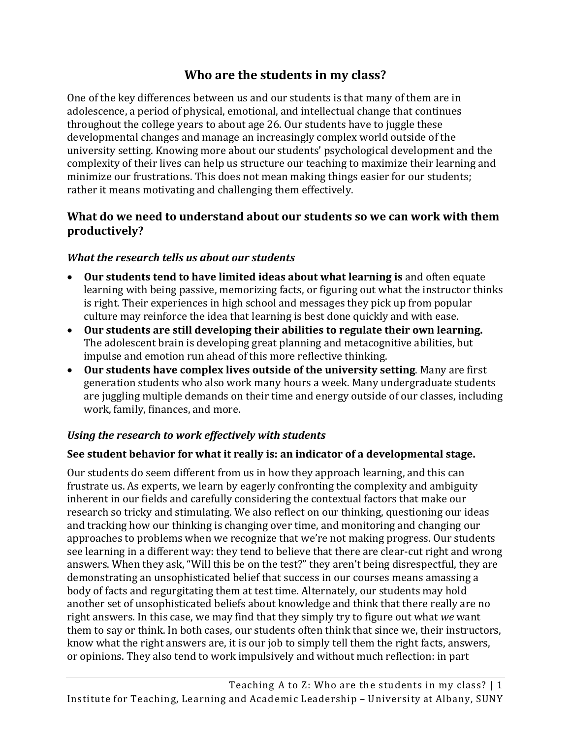# Who are the students in my class?

One of the key differences between us and our students is that many of them are in adolescence, a period of physical, emotional, and intellectual change that continues throughout the college years to about age 26. Our students have to juggle these developmental changes and manage an increasingly complex world outside of the university setting. Knowing more about our students' psychological development and the complexity of their lives can help us structure our teaching to maximize their learning and minimize our frustrations. This does not mean making things easier for our students; rather it means motivating and challenging them effectively.

## What do we need to understand about our students so we can work with them productively?

### *What the research tells us about our students*

- **Our students tend to have limited ideas about what learning is** and often equate learning with being passive, memorizing facts, or figuring out what the instructor thinks is right. Their experiences in high school and messages they pick up from popular culture may reinforce the idea that learning is best done quickly and with ease.
- **Our students are still developing their abilities to regulate their own learning.** The adolescent brain is developing great planning and metacognitive abilities, but impulse and emotion run ahead of this more reflective thinking.
- **Our students have complex lives outside of the university setting**. Many are first generation students who also work many hours a week. Many undergraduate students are juggling multiple demands on their time and energy outside of our classes, including work, family, finances, and more.

### *Using the research to work effectively with students*

**See student behavior for what it really is: an indicator of a developmental stage.**

Our students do seem different from us in how they approach learning, and this can frustrate us. As experts, we learn by eagerly confronting the complexity and ambiguity inherent in our fields and carefully considering the contextual factors that make our research so tricky and stimulating. We also reflect on our thinking, questioning our ideas and tracking how our thinking is changing over time, and monitoring and changing our approaches to problems when we recognize that we're not making progress. Our students see learning in a different way: they tend to believe that there are clear-cut right and wrong answers. When they ask, "Will this be on the test?" they aren't being disrespectful, they are demonstrating an unsophisticated belief that success in our courses means amassing a body of facts and regurgitating them at test time. Alternately, our students may hold another set of unsophisticated beliefs about knowledge and think that there really are no right answers. In this case, we may find that they simply try to figure out what *we* want them to say or think. In both cases, our students often think that since we, their instructors, know what the right answers are, it is our job to simply tell them the right facts, answers, or opinions. They also tend to work impulsively and without much reflection: in part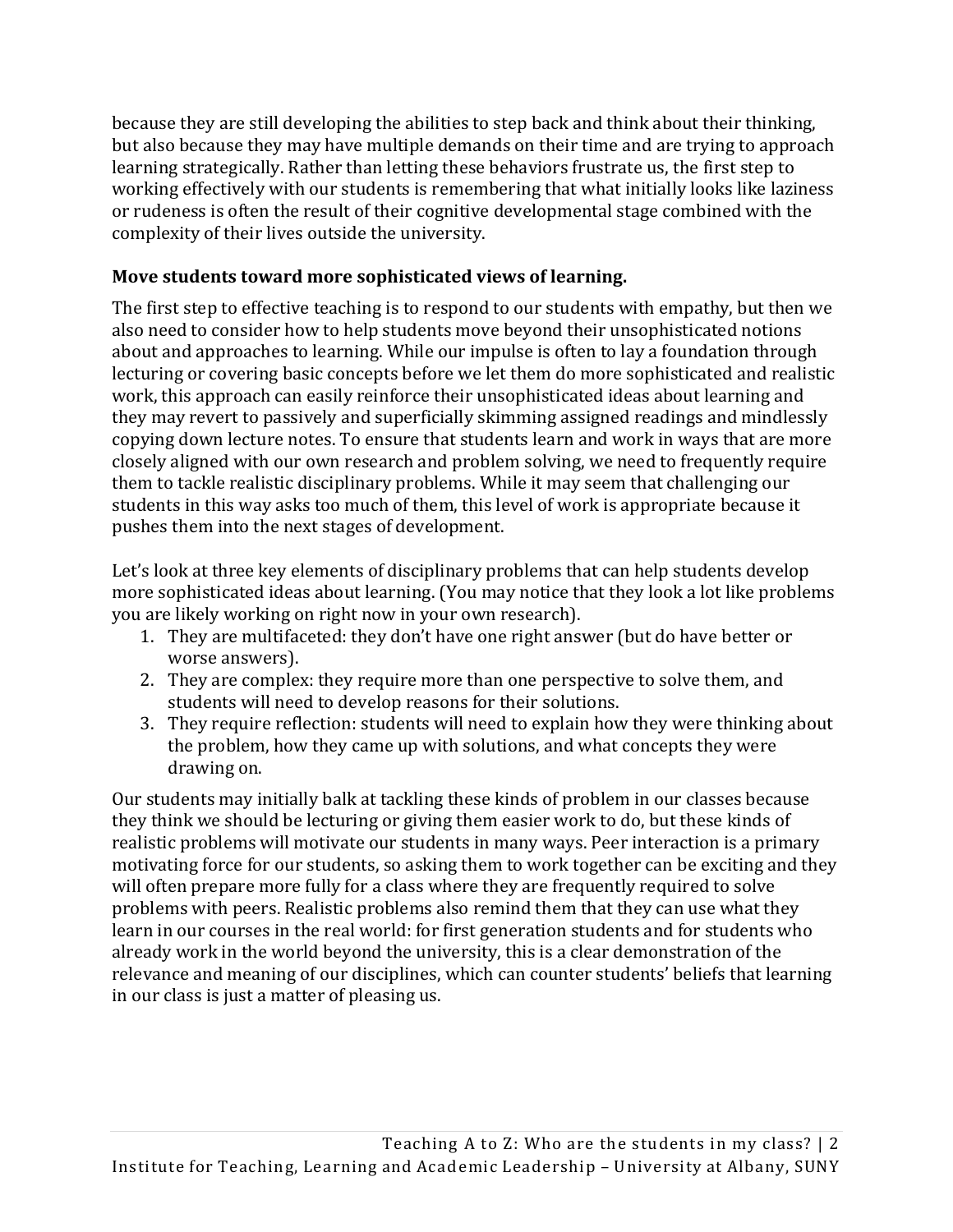because they are still developing the abilities to step back and think about their thinking, but also because they may have multiple demands on their time and are trying to approach learning strategically. Rather than letting these behaviors frustrate us, the first step to working effectively with our students is remembering that what initially looks like laziness or rudeness is often the result of their cognitive developmental stage combined with the complexity of their lives outside the university.

**Move students toward more sophisticated views of learning.**

The first step to effective teaching is to respond to our students with empathy, but then we also need to consider how to help students move beyond their unsophisticated notions about and approaches to learning. While our impulse is often to lay a foundation through lecturing or covering basic concepts before we let them do more sophisticated and realistic work, this approach can easily reinforce their unsophisticated ideas about learning and they may revert to passively and superficially skimming assigned readings and mindlessly copying down lecture notes. To ensure that students learn and work in ways that are more closely aligned with our own research and problem solving, we need to frequently require them to tackle realistic disciplinary problems. While it may seem that challenging our students in this way asks too much of them, this level of work is appropriate because it pushes them into the next stages of development.

Let's look at three key elements of disciplinary problems that can help students develop more sophisticated ideas about learning. (You may notice that they look a lot like problems you are likely working on right now in your own research).

1. They are multifaceted: they don't have one right answer (but do have better or worse answers).
2. They are complex: they require more than one perspective to solve them, and students will need to develop reasons for their solutions.
3. They require reflection: students will need to explain how they were thinking about the problem, how they came up with solutions, and what concepts they were drawing on.

Our students may initially balk at tackling these kinds of problem in our classes because they think we should be lecturing or giving them easier work to do, but these kinds of realistic problems will motivate our students in many ways. Peer interaction is a primary motivating force for our students, so asking them to work together can be exciting and they will often prepare more fully for a class where they are frequently required to solve problems with peers. Realistic problems also remind them that they can use what they learn in our courses in the real world: for first generation students and for students who already work in the world beyond the university, this is a clear demonstration of the relevance and meaning of our disciplines, which can counter students' beliefs that learning in our class is just a matter of pleasing us.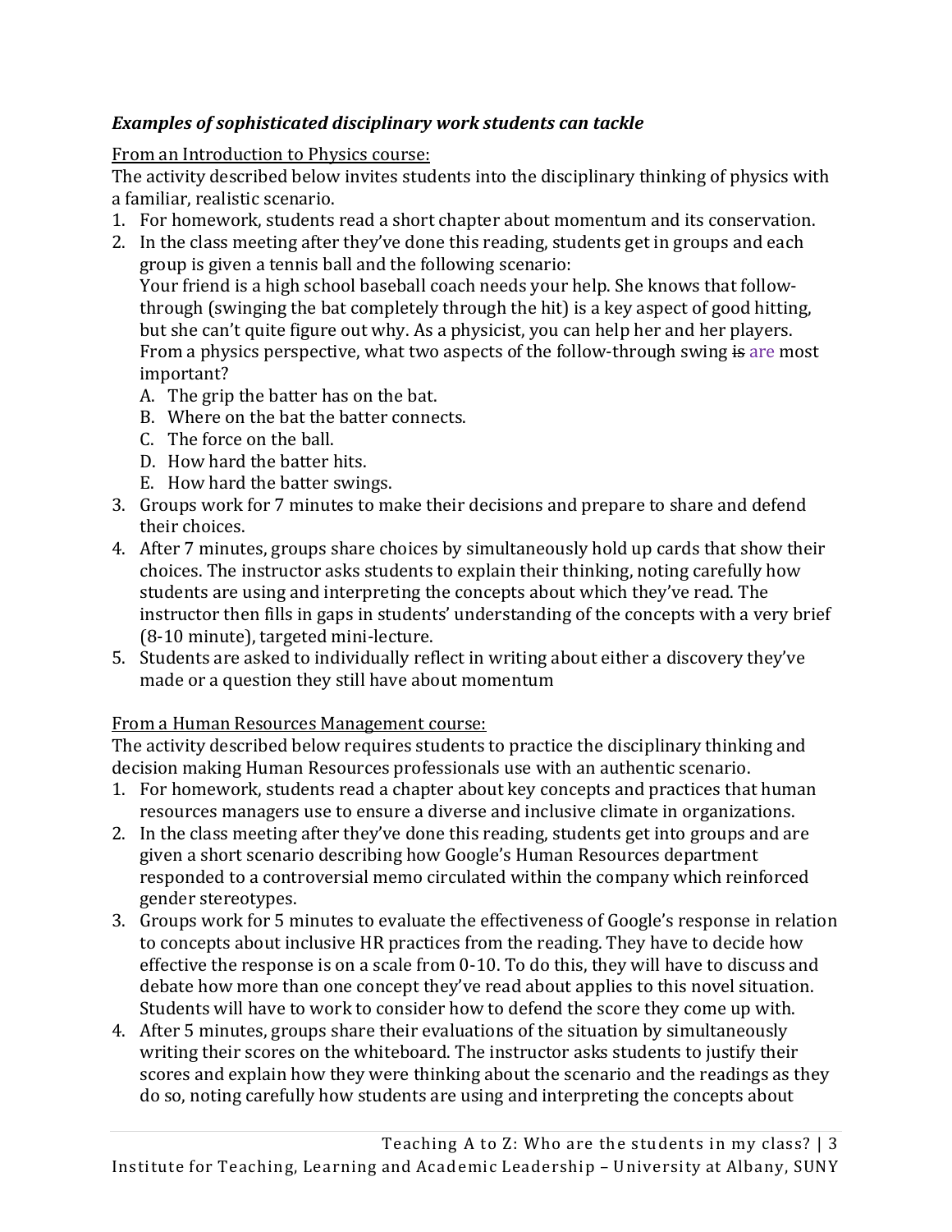***Examples of sophisticated disciplinary work students can tackle***

<u>From an Introduction to Physics course:</u>
The activity described below invites students into the disciplinary thinking of physics with a familiar, realistic scenario.

1. For homework, students read a short chapter about momentum and its conservation.
2. In the class meeting after they've done this reading, students get in groups and each group is given a tennis ball and the following scenario:
   Your friend is a high school baseball coach needs your help. She knows that follow-through (swinging the bat completely through the hit) is a key aspect of good hitting, but she can't quite figure out why. As a physicist, you can help her and her players. From a physics perspective, what two aspects of the follow-through swing ~~is~~ are most important?
   A. The grip the batter has on the bat.
   B. Where on the bat the batter connects.
   C. The force on the ball.
   D. How hard the batter hits.
   E. How hard the batter swings.
3. Groups work for 7 minutes to make their decisions and prepare to share and defend their choices.
4. After 7 minutes, groups share choices by simultaneously hold up cards that show their choices. The instructor asks students to explain their thinking, noting carefully how students are using and interpreting the concepts about which they've read. The instructor then fills in gaps in students' understanding of the concepts with a very brief (8-10 minute), targeted mini-lecture.
5. Students are asked to individually reflect in writing about either a discovery they've made or a question they still have about momentum

<u>From a Human Resources Management course:</u>
The activity described below requires students to practice the disciplinary thinking and decision making Human Resources professionals use with an authentic scenario.

1. For homework, students read a chapter about key concepts and practices that human resources managers use to ensure a diverse and inclusive climate in organizations.
2. In the class meeting after they've done this reading, students get into groups and are given a short scenario describing how Google's Human Resources department responded to a controversial memo circulated within the company which reinforced gender stereotypes.
3. Groups work for 5 minutes to evaluate the effectiveness of Google's response in relation to concepts about inclusive HR practices from the reading. They have to decide how effective the response is on a scale from 0-10. To do this, they will have to discuss and debate how more than one concept they've read about applies to this novel situation. Students will have to work to consider how to defend the score they come up with.
4. After 5 minutes, groups share their evaluations of the situation by simultaneously writing their scores on the whiteboard. The instructor asks students to justify their scores and explain how they were thinking about the scenario and the readings as they do so, noting carefully how students are using and interpreting the concepts about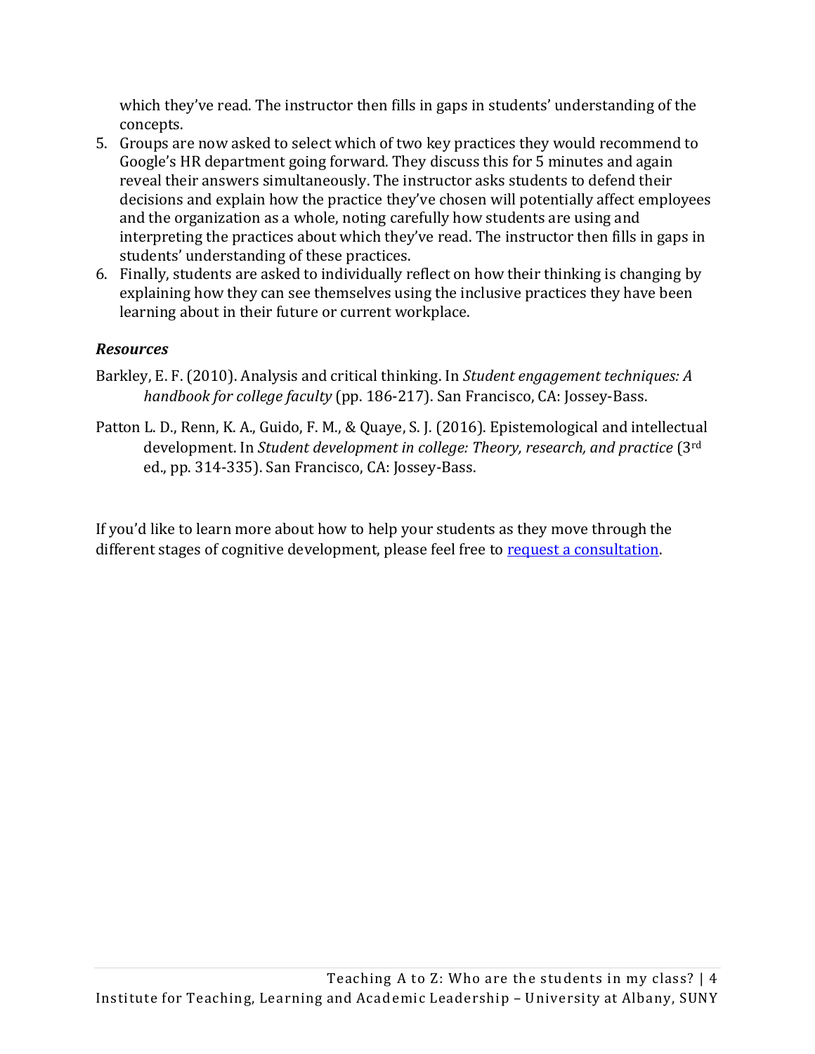which they've read. The instructor then fills in gaps in students' understanding of the concepts.

5. Groups are now asked to select which of two key practices they would recommend to Google's HR department going forward. They discuss this for 5 minutes and again reveal their answers simultaneously. The instructor asks students to defend their decisions and explain how the practice they've chosen will potentially affect employees and the organization as a whole, noting carefully how students are using and interpreting the practices about which they've read. The instructor then fills in gaps in students' understanding of these practices.
6. Finally, students are asked to individually reflect on how their thinking is changing by explaining how they can see themselves using the inclusive practices they have been learning about in their future or current workplace.

### ***Resources***

Barkley, E. F. (2010). Analysis and critical thinking. In *Student engagement techniques: A handbook for college faculty* (pp. 186-217). San Francisco, CA: Jossey-Bass.

Patton L. D., Renn, K. A., Guido, F. M., & Quaye, S. J. (2016). Epistemological and intellectual development. In *Student development in college: Theory, research, and practice* (3rd ed., pp. 314-335). San Francisco, CA: Jossey-Bass.

If you'd like to learn more about how to help your students as they move through the different stages of cognitive development, please feel free to [request a consultation](#).